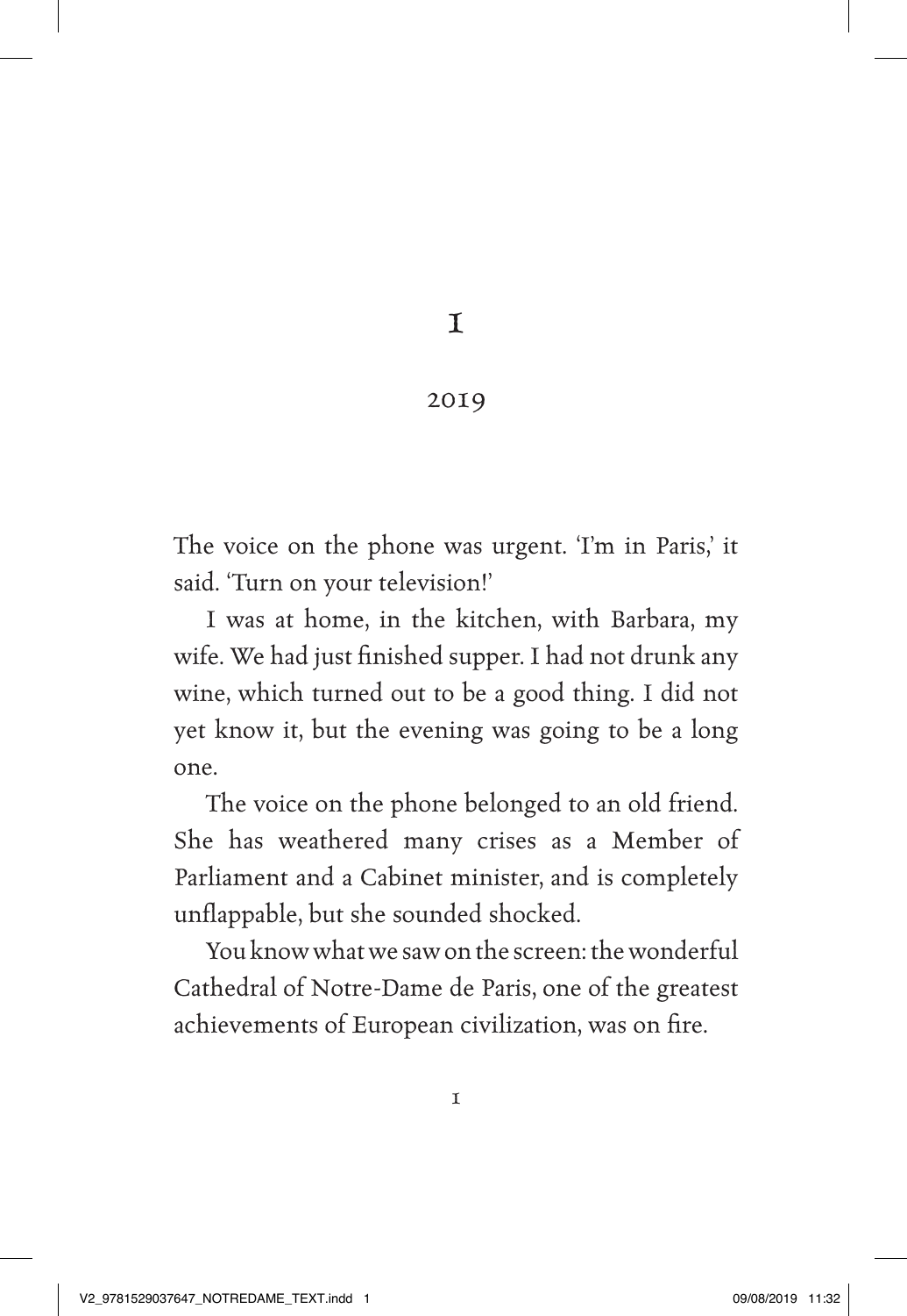# 1

## 2019

The voice on the phone was urgent. 'I'm in Paris,' it said. 'Turn on your television!'

I was at home, in the kitchen, with Barbara, my wife. We had just finished supper. I had not drunk any wine, which turned out to be a good thing. I did not yet know it, but the evening was going to be a long one.

The voice on the phone belonged to an old friend. She has weathered many crises as a Member of Parliament and a Cabinet minister, and is completely unflappable, but she sounded shocked.

You know what we saw on the screen: the wonderful Cathedral of Notre-Dame de Paris, one of the greatest achievements of European civilization, was on fire.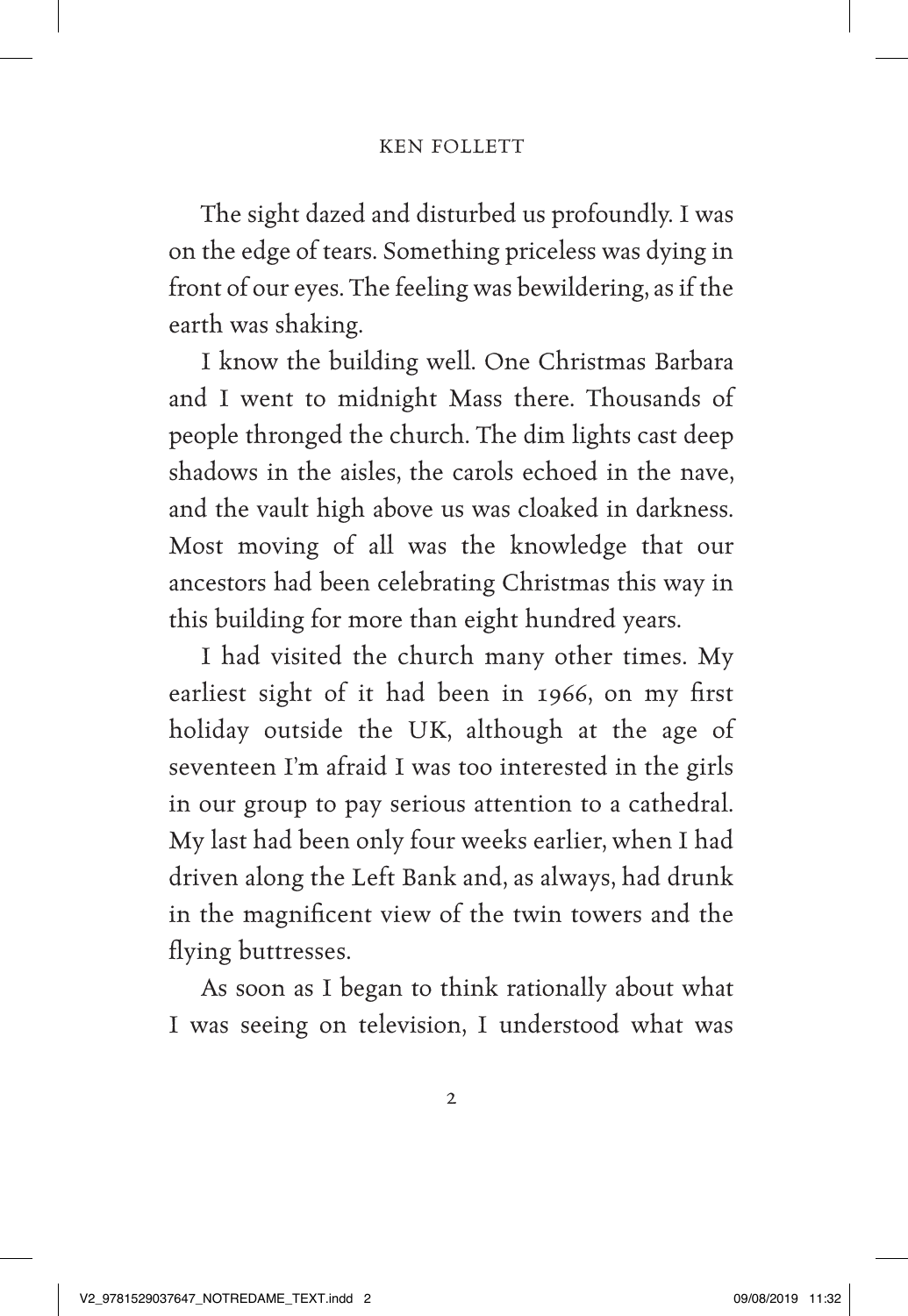The sight dazed and disturbed us profoundly. I was on the edge of tears. Something priceless was dying in front of our eyes. The feeling was bewildering, as if the earth was shaking.

I know the building well. One Christmas Barbara and I went to midnight Mass there. Thousands of people thronged the church. The dim lights cast deep shadows in the aisles, the carols echoed in the nave, and the vault high above us was cloaked in darkness. Most moving of all was the knowledge that our ancestors had been celebrating Christmas this way in this building for more than eight hundred years.

I had visited the church many other times. My earliest sight of it had been in 1966, on my first holiday outside the UK, although at the age of seventeen I'm afraid I was too interested in the girls in our group to pay serious attention to a cathedral. My last had been only four weeks earlier, when I had driven along the Left Bank and, as always, had drunk in the magnificent view of the twin towers and the flying buttresses.

As soon as I began to think rationally about what I was seeing on television, I understood what was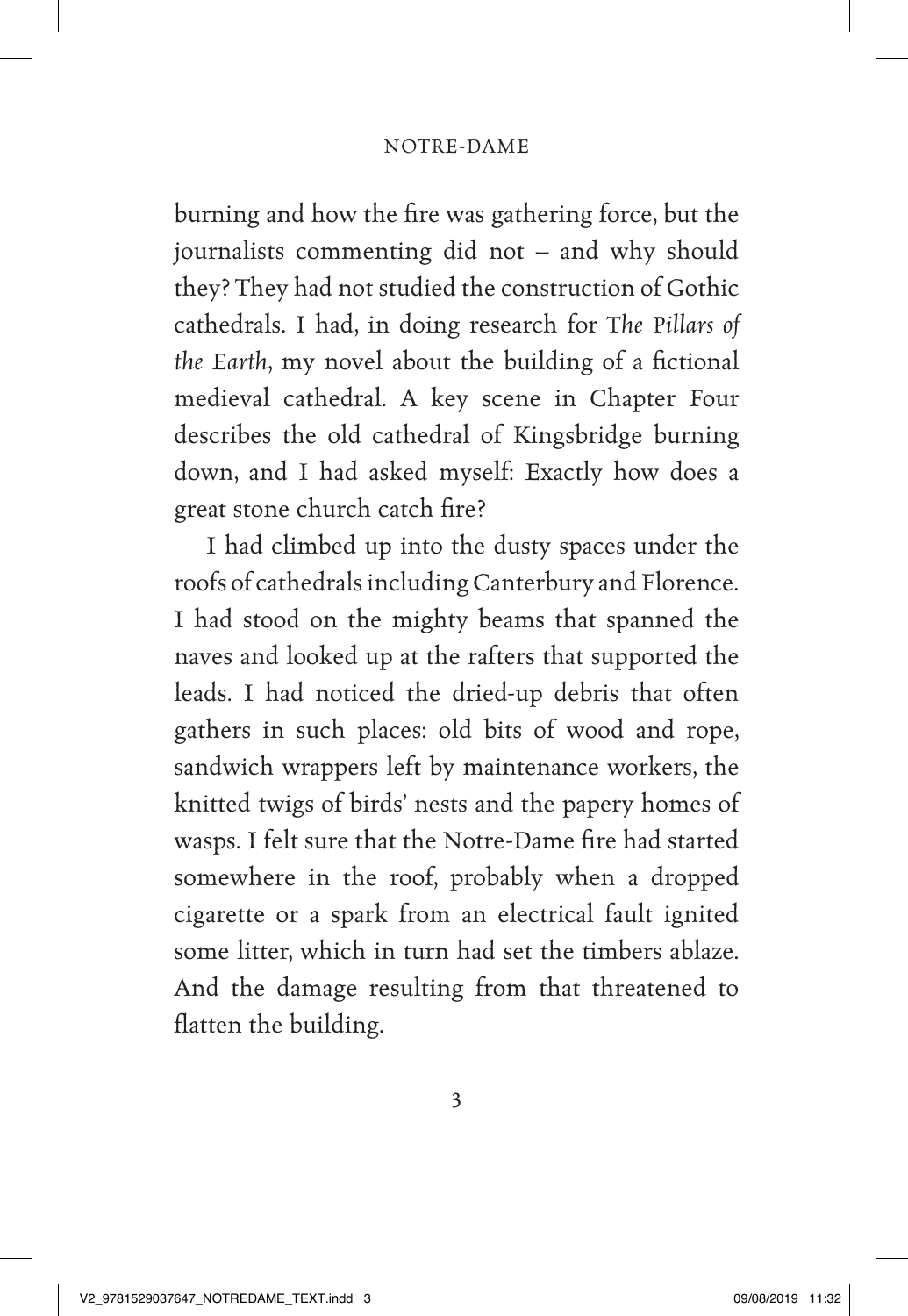burning and how the fire was gathering force, but the journalists commenting did not – and why should they? They had not studied the construction of Gothic cathedrals. I had, in doing research for *The Pillars of the Earth*, my novel about the building of a fictional medieval cathedral. A key scene in Chapter Four describes the old cathedral of Kingsbridge burning down, and I had asked myself: Exactly how does a great stone church catch fire?

I had climbed up into the dusty spaces under the roofs of cathedrals including Canterbury and Florence. I had stood on the mighty beams that spanned the naves and looked up at the rafters that supported the leads. I had noticed the dried-up debris that often gathers in such places: old bits of wood and rope, sandwich wrappers left by maintenance workers, the knitted twigs of birds' nests and the papery homes of wasps. I felt sure that the Notre-Dame fire had started somewhere in the roof, probably when a dropped cigarette or a spark from an electrical fault ignited some litter, which in turn had set the timbers ablaze. And the damage resulting from that threatened to flatten the building.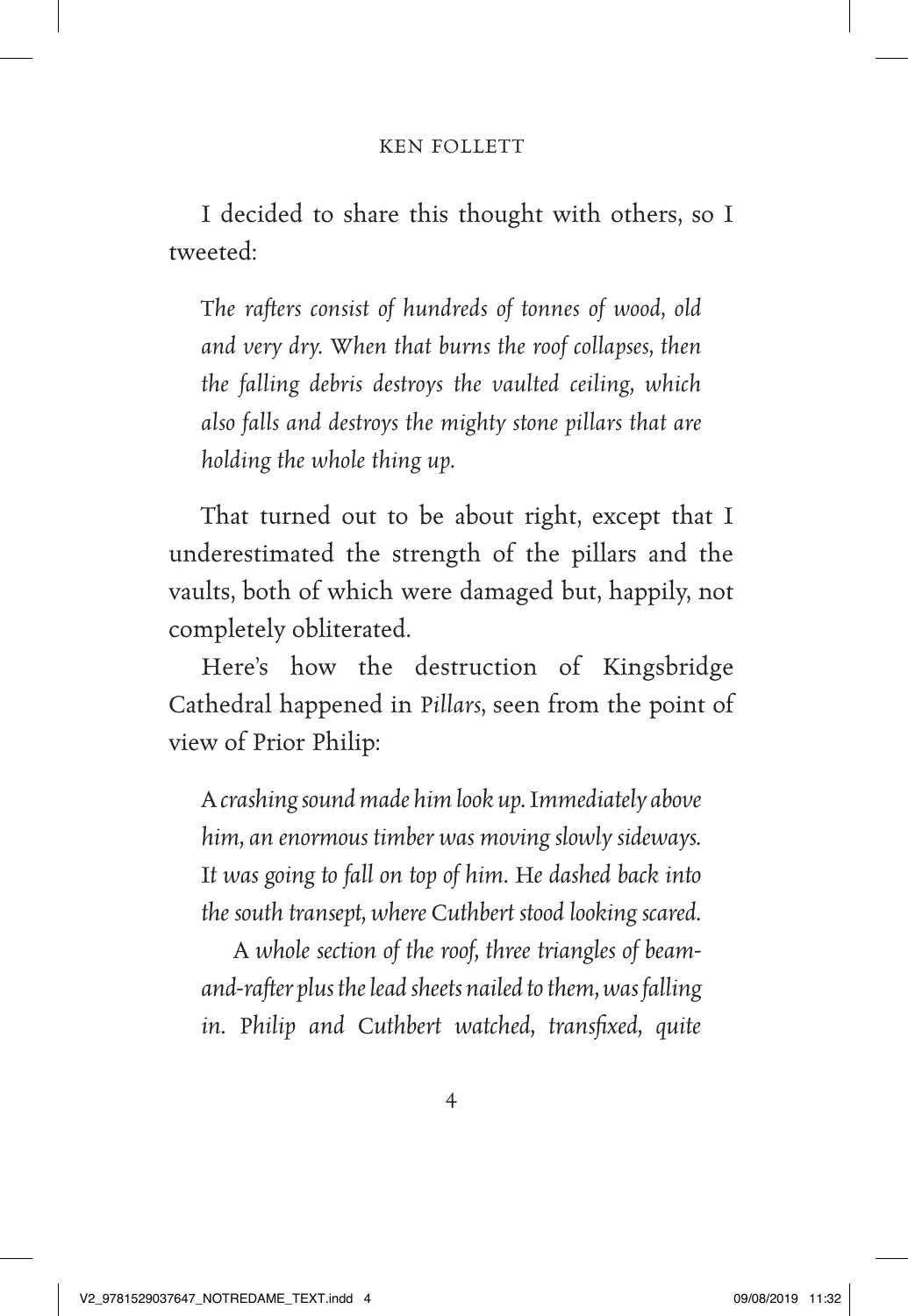I decided to share this thought with others, so I tweeted:

> *The rafters consist of hundreds of tonnes of wood, old and very dry. When that burns the roof collapses, then the falling debris destroys the vaulted ceiling, which also falls and destroys the mighty stone pillars that are holding the whole thing up.*

That turned out to be about right, except that I underestimated the strength of the pillars and the vaults, both of which were damaged but, happily, not completely obliterated.

Here's how the destruction of Kingsbridge Cathedral happened in *Pillars*, seen from the point of view of Prior Philip:

> *A crashing sound made him look up. Immediately above him, an enormous timber was moving slowly sideways. It was going to fall on top of him. He dashed back into the south transept, where Cuthbert stood looking scared.*
>
> *A whole section of the roof, three triangles of beam-and-rafter plus the lead sheets nailed to them, was falling in. Philip and Cuthbert watched, transfixed, quite*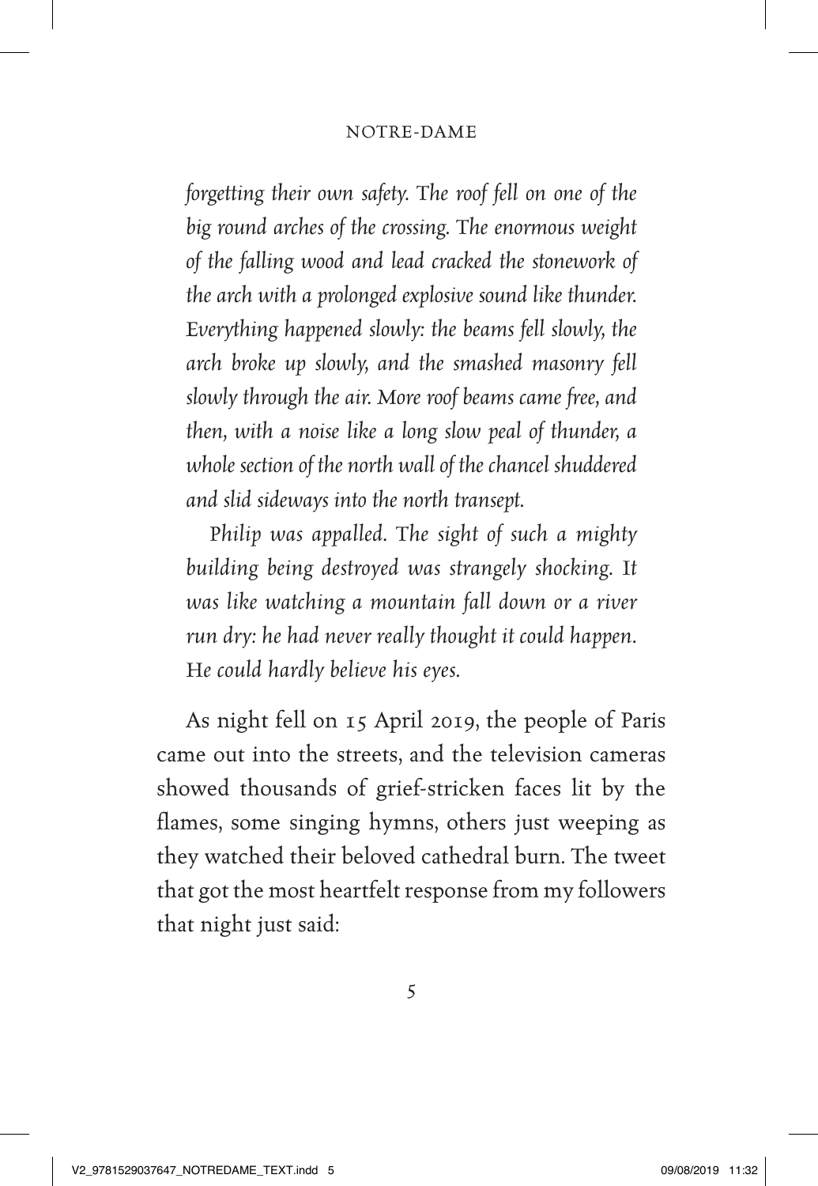*forgetting their own safety. The roof fell on one of the big round arches of the crossing. The enormous weight of the falling wood and lead cracked the stonework of the arch with a prolonged explosive sound like thunder. Everything happened slowly: the beams fell slowly, the arch broke up slowly, and the smashed masonry fell slowly through the air. More roof beams came free, and then, with a noise like a long slow peal of thunder, a whole section of the north wall of the chancel shuddered and slid sideways into the north transept.*

*Philip was appalled. The sight of such a mighty building being destroyed was strangely shocking. It was like watching a mountain fall down or a river run dry: he had never really thought it could happen. He could hardly believe his eyes.*

As night fell on 15 April 2019, the people of Paris came out into the streets, and the television cameras showed thousands of grief-stricken faces lit by the flames, some singing hymns, others just weeping as they watched their beloved cathedral burn. The tweet that got the most heartfelt response from my followers that night just said: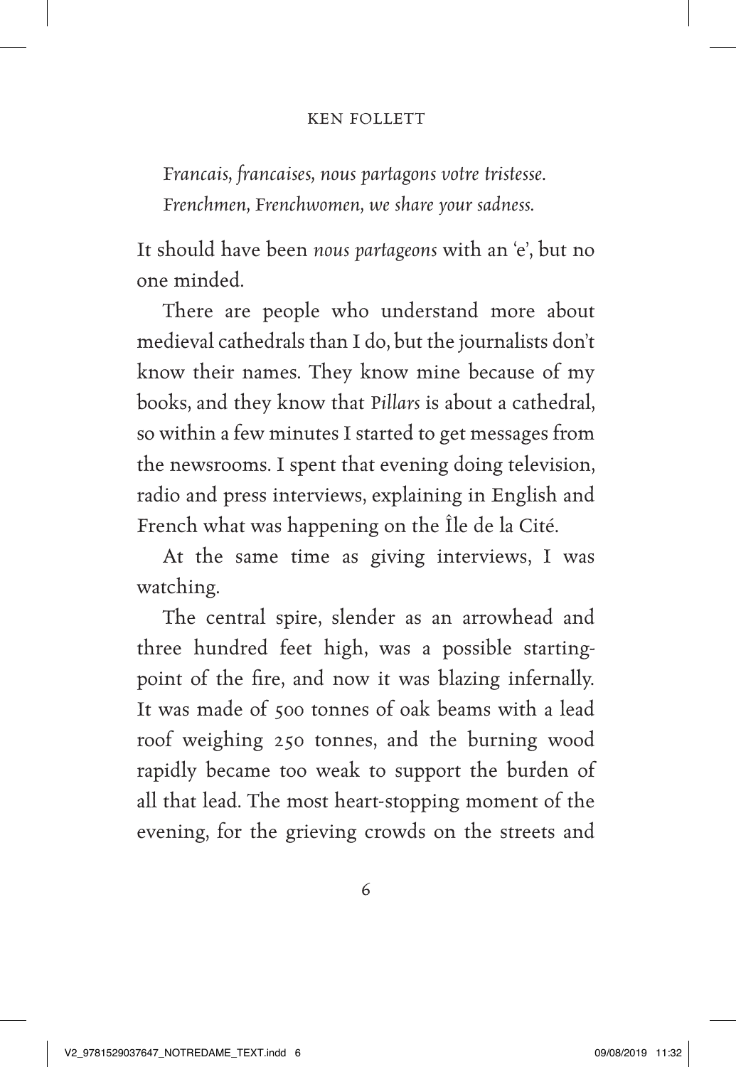*Francais, francaises, nous partagons votre tristesse.*
*Frenchmen, Frenchwomen, we share your sadness.*

It should have been *nous partageons* with an 'e', but no one minded.

There are people who understand more about medieval cathedrals than I do, but the journalists don't know their names. They know mine because of my books, and they know that *Pillars* is about a cathedral, so within a few minutes I started to get messages from the newsrooms. I spent that evening doing television, radio and press interviews, explaining in English and French what was happening on the Île de la Cité.

At the same time as giving interviews, I was watching.

The central spire, slender as an arrowhead and three hundred feet high, was a possible starting-point of the fire, and now it was blazing infernally. It was made of 500 tonnes of oak beams with a lead roof weighing 250 tonnes, and the burning wood rapidly became too weak to support the burden of all that lead. The most heart-stopping moment of the evening, for the grieving crowds on the streets and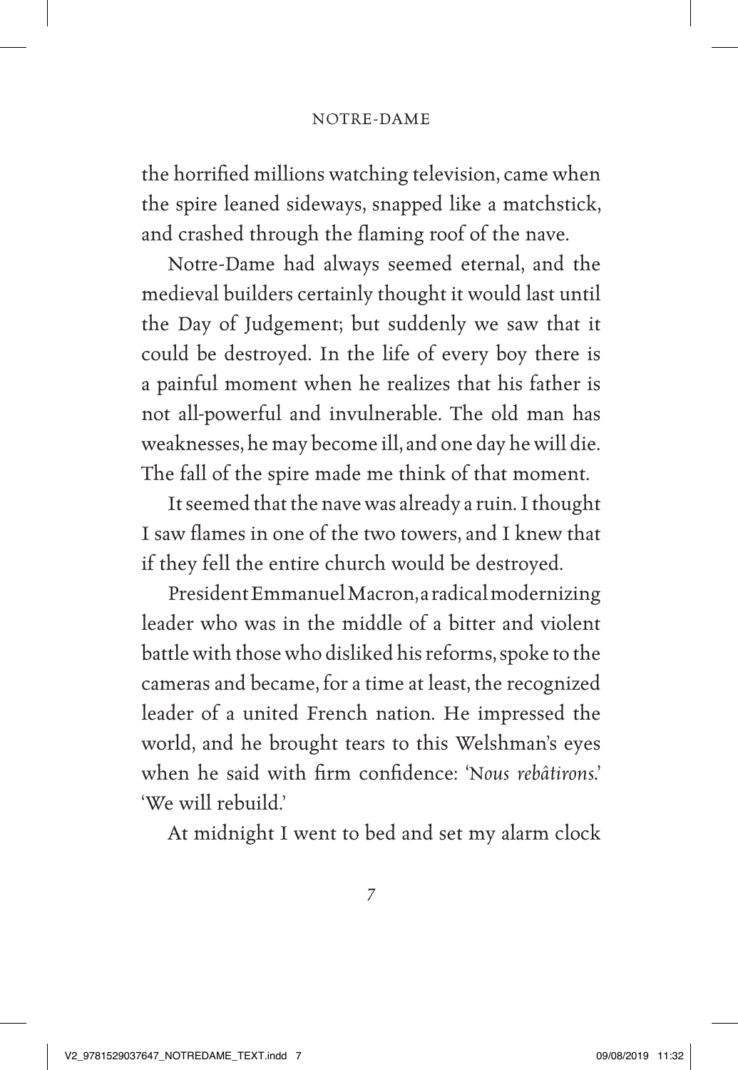the horrified millions watching television, came when the spire leaned sideways, snapped like a matchstick, and crashed through the flaming roof of the nave.

Notre-Dame had always seemed eternal, and the medieval builders certainly thought it would last until the Day of Judgement; but suddenly we saw that it could be destroyed. In the life of every boy there is a painful moment when he realizes that his father is not all-powerful and invulnerable. The old man has weaknesses, he may become ill, and one day he will die. The fall of the spire made me think of that moment.

It seemed that the nave was already a ruin. I thought I saw flames in one of the two towers, and I knew that if they fell the entire church would be destroyed.

President Emmanuel Macron, a radical modernizing leader who was in the middle of a bitter and violent battle with those who disliked his reforms, spoke to the cameras and became, for a time at least, the recognized leader of a united French nation. He impressed the world, and he brought tears to this Welshman's eyes when he said with firm confidence: '*Nous rebâtirons*.' 'We will rebuild.'

At midnight I went to bed and set my alarm clock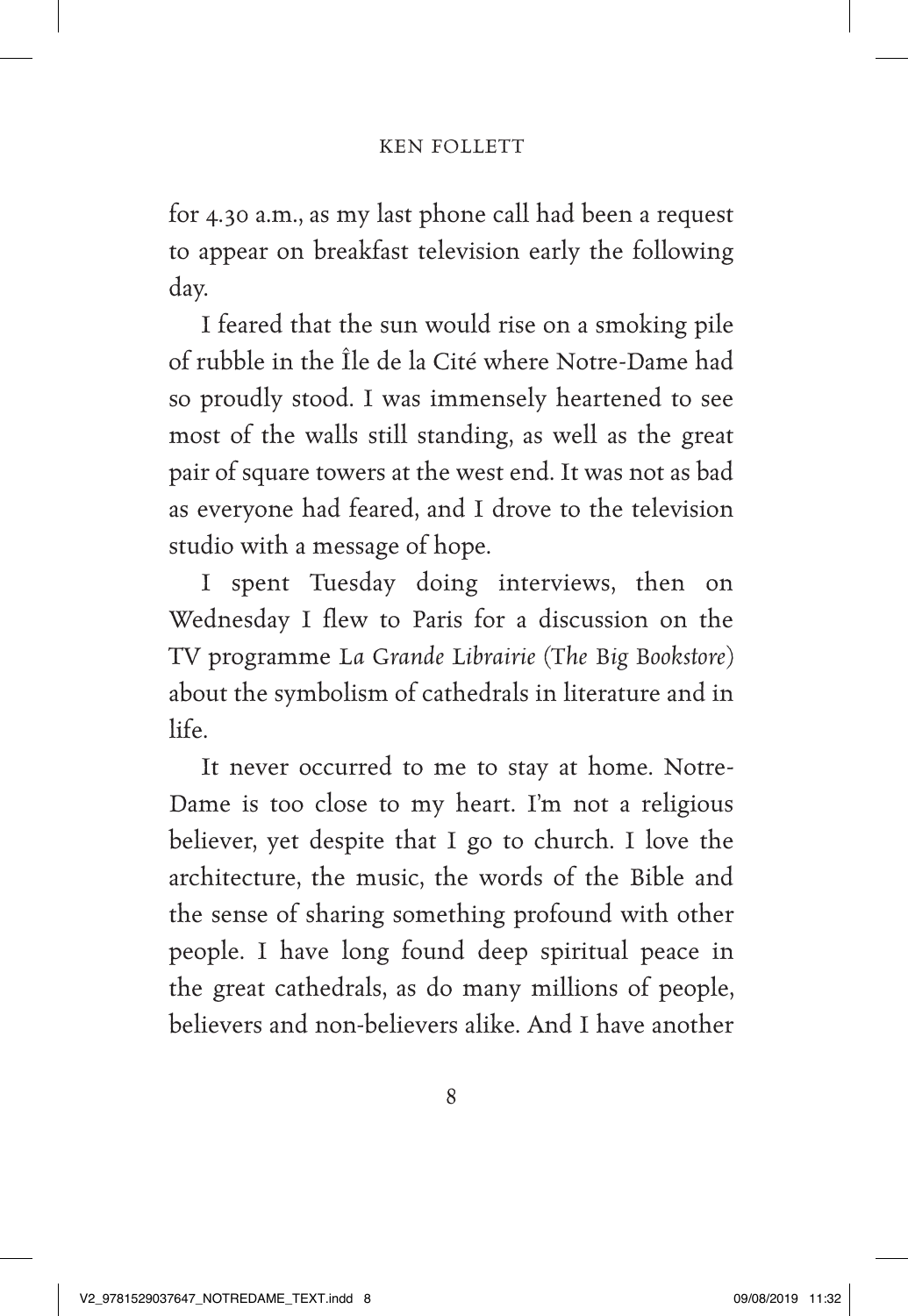for 4.30 a.m., as my last phone call had been a request to appear on breakfast television early the following day.

I feared that the sun would rise on a smoking pile of rubble in the Île de la Cité where Notre-Dame had so proudly stood. I was immensely heartened to see most of the walls still standing, as well as the great pair of square towers at the west end. It was not as bad as everyone had feared, and I drove to the television studio with a message of hope.

I spent Tuesday doing interviews, then on Wednesday I flew to Paris for a discussion on the TV programme *La Grande Librairie* (*The Big Bookstore*) about the symbolism of cathedrals in literature and in life.

It never occurred to me to stay at home. Notre-Dame is too close to my heart. I'm not a religious believer, yet despite that I go to church. I love the architecture, the music, the words of the Bible and the sense of sharing something profound with other people. I have long found deep spiritual peace in the great cathedrals, as do many millions of people, believers and non-believers alike. And I have another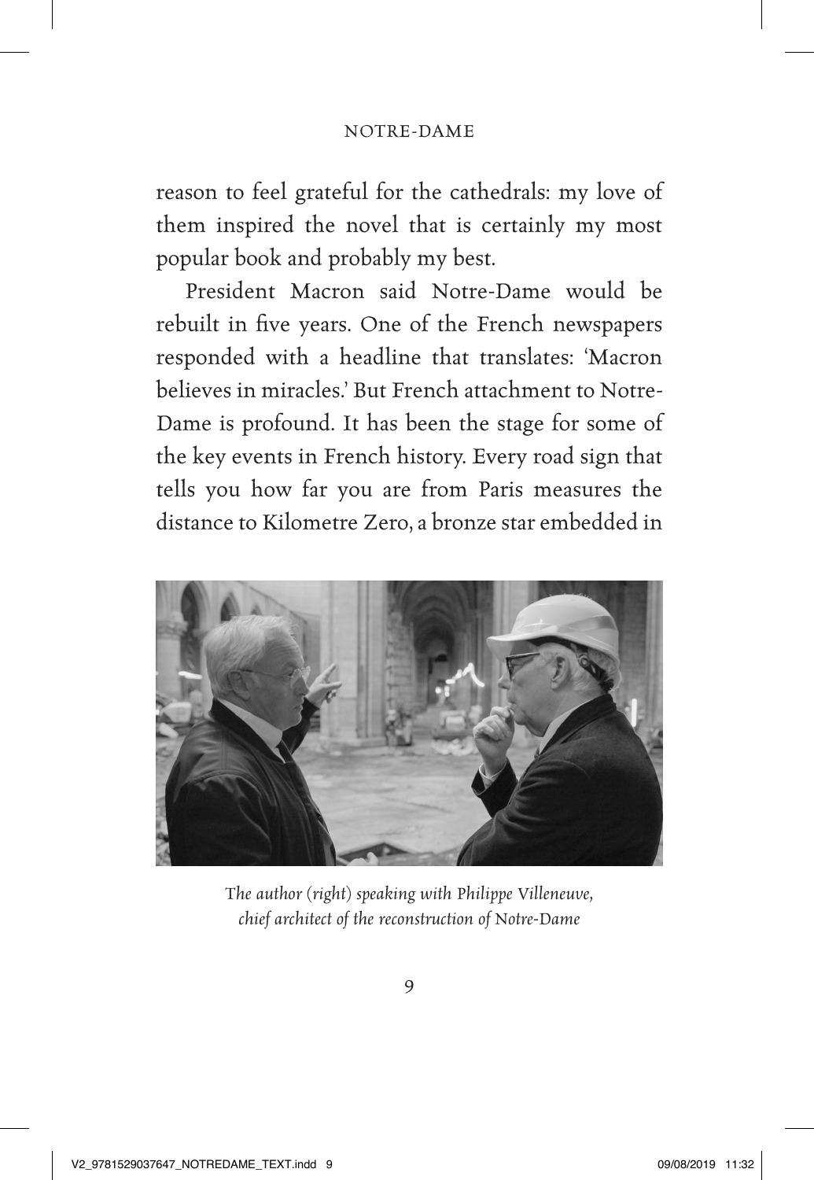reason to feel grateful for the cathedrals: my love of them inspired the novel that is certainly my most popular book and probably my best.

President Macron said Notre-Dame would be rebuilt in five years. One of the French newspapers responded with a headline that translates: 'Macron believes in miracles.' But French attachment to Notre-Dame is profound. It has been the stage for some of the key events in French history. Every road sign that tells you how far you are from Paris measures the distance to Kilometre Zero, a bronze star embedded in

*The author (right) speaking with Philippe Villeneuve, chief architect of the reconstruction of Notre-Dame*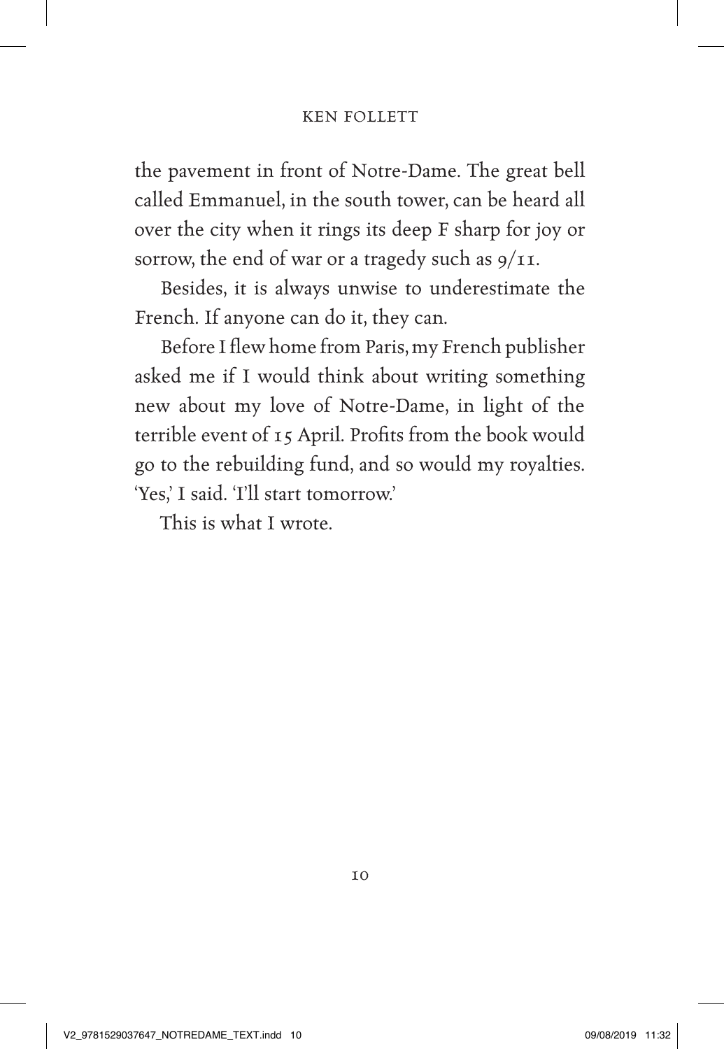the pavement in front of Notre-Dame. The great bell called Emmanuel, in the south tower, can be heard all over the city when it rings its deep F sharp for joy or sorrow, the end of war or a tragedy such as 9/11.

Besides, it is always unwise to underestimate the French. If anyone can do it, they can.

Before I flew home from Paris, my French publisher asked me if I would think about writing something new about my love of Notre-Dame, in light of the terrible event of 15 April. Profits from the book would go to the rebuilding fund, and so would my royalties. 'Yes,' I said. 'I'll start tomorrow.'

This is what I wrote.